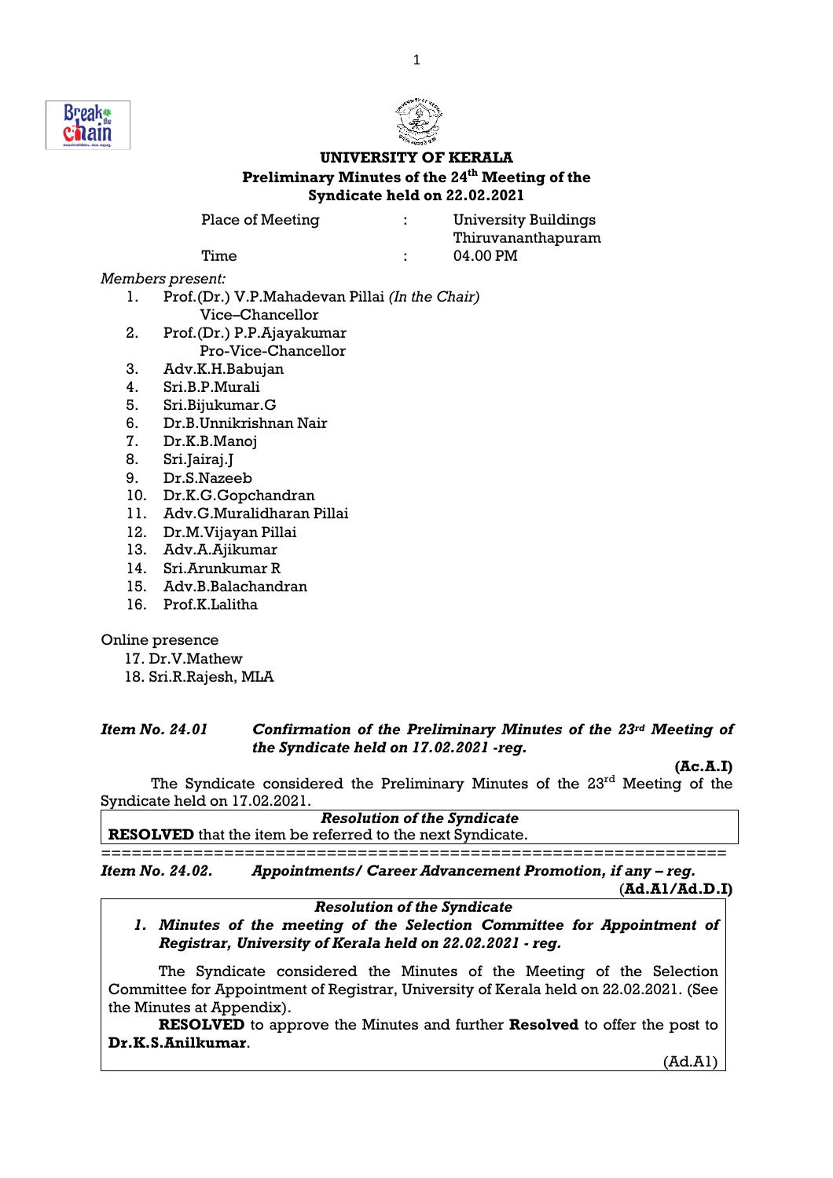# UNIVERSITY OF KERALA

## Preliminary Minutes of the 24th Meeting of the Syndicate held on 22.02.2021

| | | |
|---|---|---|
| Place of Meeting | : | University Buildings Thiruvananthapuram |
| Time | : | 04.00 PM |

*Members present:*

1. Prof.(Dr.) V.P.Mahadevan Pillai *(In the Chair)* Vice–Chancellor
2. Prof.(Dr.) P.P.Ajayakumar Pro-Vice-Chancellor
3. Adv.K.H.Babujan
4. Sri.B.P.Murali
5. Sri.Bijukumar.G
6. Dr.B.Unnikrishnan Nair
7. Dr.K.B.Manoj
8. Sri.Jairaj.J
9. Dr.S.Nazeeb
10. Dr.K.G.Gopchandran
11. Adv.G.Muralidharan Pillai
12. Dr.M.Vijayan Pillai
13. Adv.A.Ajikumar
14. Sri.Arunkumar R
15. Adv.B.Balachandran
16. Prof.K.Lalitha

Online presence

17. Dr.V.Mathew
18. Sri.R.Rajesh, MLA

***Item No. 24.01 Confirmation of the Preliminary Minutes of the 23rd Meeting of the Syndicate held on 17.02.2021 -reg.***

**(Ac.A.I)**

The Syndicate considered the Preliminary Minutes of the 23rd Meeting of the Syndicate held on 17.02.2021.

***Resolution of the Syndicate***

**RESOLVED** that the item be referred to the next Syndicate.

==============================================================

***Item No. 24.02. Appointments/ Career Advancement Promotion, if any – reg.***

**(Ad.A1/Ad.D.I)**

***Resolution of the Syndicate***

1. ***Minutes of the meeting of the Selection Committee for Appointment of Registrar, University of Kerala held on 22.02.2021 - reg.***

The Syndicate considered the Minutes of the Meeting of the Selection Committee for Appointment of Registrar, University of Kerala held on 22.02.2021. (See the Minutes at Appendix).

**RESOLVED** to approve the Minutes and further **Resolved** to offer the post to **Dr.K.S.Anilkumar**.

(Ad.A1)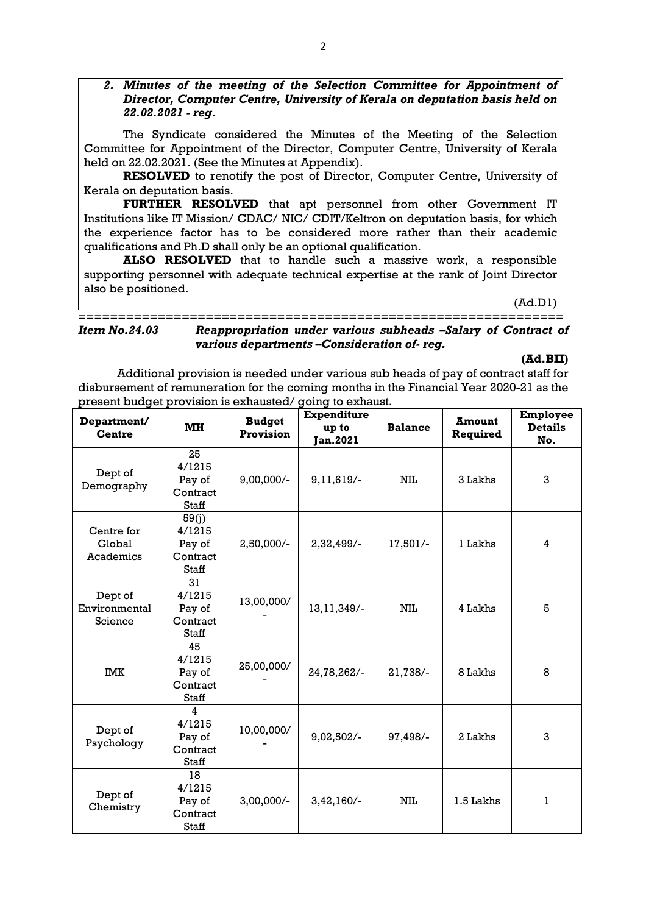***2. Minutes of the meeting of the Selection Committee for Appointment of Director, Computer Centre, University of Kerala on deputation basis held on 22.02.2021 - reg.***

The Syndicate considered the Minutes of the Meeting of the Selection Committee for Appointment of the Director, Computer Centre, University of Kerala held on 22.02.2021. (See the Minutes at Appendix).

**RESOLVED** to renotify the post of Director, Computer Centre, University of Kerala on deputation basis.

**FURTHER RESOLVED** that apt personnel from other Government IT Institutions like IT Mission/ CDAC/ NIC/ CDIT/Keltron on deputation basis, for which the experience factor has to be considered more rather than their academic qualifications and Ph.D shall only be an optional qualification.

**ALSO RESOLVED** that to handle such a massive work, a responsible supporting personnel with adequate technical expertise at the rank of Joint Director also be positioned.

(Ad.D1)

===============================================================

***Item No.24.03 Reappropriation under various subheads –Salary of Contract of various departments –Consideration of- reg.***

**(Ad.BII)**

Additional provision is needed under various sub heads of pay of contract staff for disbursement of remuneration for the coming months in the Financial Year 2020-21 as the present budget provision is exhausted/ going to exhaust.

| Department/ Centre | MH | Budget Provision | Expenditure up to Jan.2021 | Balance | Amount Required | Employee Details No. |
|---|---|---|---|---|---|---|
| Dept of Demography | 25 4/1215 Pay of Contract Staff | 9,00,000/- | 9,11,619/- | NIL | 3 Lakhs | 3 |
| Centre for Global Academics | 59(j) 4/1215 Pay of Contract Staff | 2,50,000/- | 2,32,499/- | 17,501/- | 1 Lakhs | 4 |
| Dept of Environmental Science | 31 4/1215 Pay of Contract Staff | 13,00,000/- | 13,11,349/- | NIL | 4 Lakhs | 5 |
| IMK | 45 4/1215 Pay of Contract Staff | 25,00,000/- | 24,78,262/- | 21,738/- | 8 Lakhs | 8 |
| Dept of Psychology | 4 4/1215 Pay of Contract Staff | 10,00,000/- | 9,02,502/- | 97,498/- | 2 Lakhs | 3 |
| Dept of Chemistry | 18 4/1215 Pay of Contract Staff | 3,00,000/- | 3,42,160/- | NIL | 1.5 Lakhs | 1 |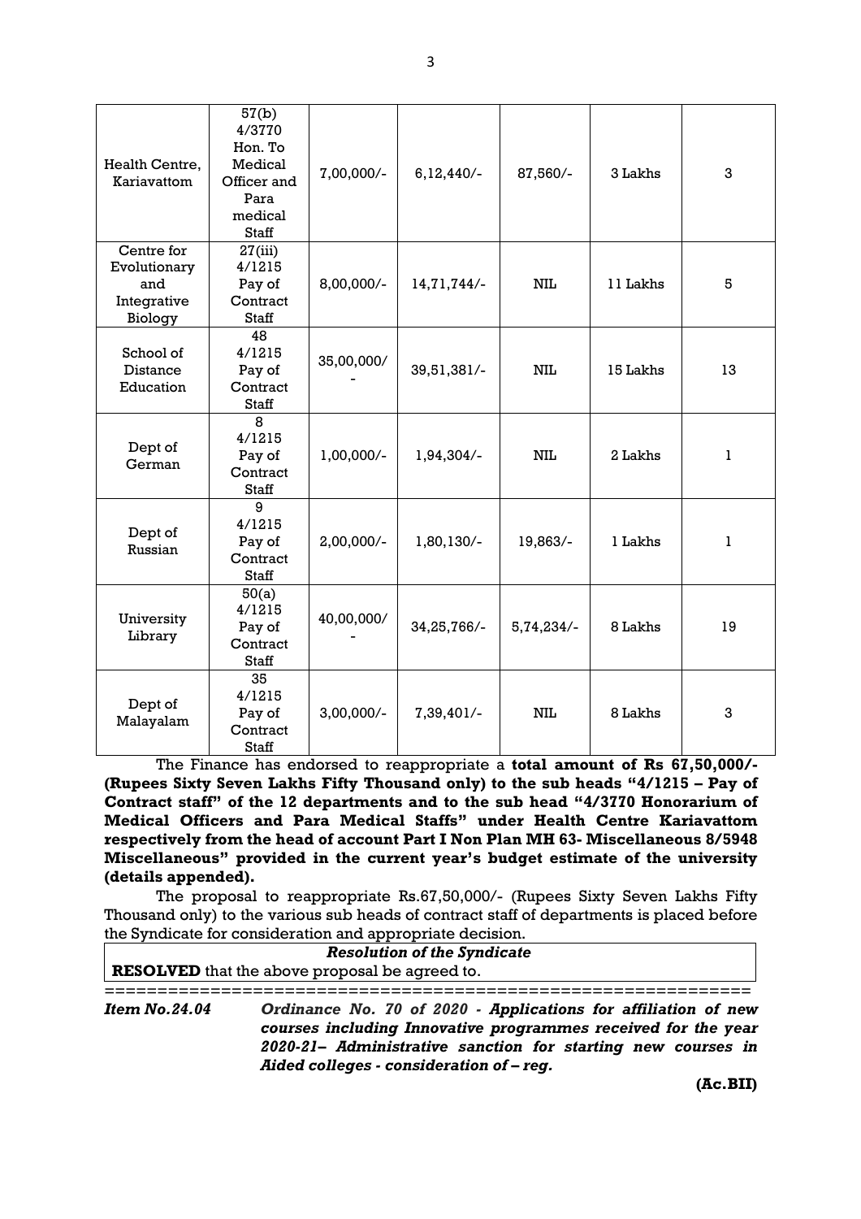| Health Centre, Kariavattom | 57(b) 4/3770 Hon. To Medical Officer and Para medical Staff | 7,00,000/- | 6,12,440/- | 87,560/- | 3 Lakhs | 3 |
|---|---|---|---|---|---|---|
| Centre for Evolutionary and Integrative Biology | 27(iii) 4/1215 Pay of Contract Staff | 8,00,000/- | 14,71,744/- | NIL | 11 Lakhs | 5 |
| School of Distance Education | 48 4/1215 Pay of Contract Staff | 35,00,000/- | 39,51,381/- | NIL | 15 Lakhs | 13 |
| Dept of German | 8 4/1215 Pay of Contract Staff | 1,00,000/- | 1,94,304/- | NIL | 2 Lakhs | 1 |
| Dept of Russian | 9 4/1215 Pay of Contract Staff | 2,00,000/- | 1,80,130/- | 19,863/- | 1 Lakhs | 1 |
| University Library | 50(a) 4/1215 Pay of Contract Staff | 40,00,000/- | 34,25,766/- | 5,74,234/- | 8 Lakhs | 19 |
| Dept of Malayalam | 35 4/1215 Pay of Contract Staff | 3,00,000/- | 7,39,401/- | NIL | 8 Lakhs | 3 |

The Finance has endorsed to reappropriate a **total amount of Rs 67,50,000/- (Rupees Sixty Seven Lakhs Fifty Thousand only) to the sub heads "4/1215 – Pay of Contract staff" of the 12 departments and to the sub head "4/3770 Honorarium of Medical Officers and Para Medical Staffs" under Health Centre Kariavattom respectively from the head of account Part I Non Plan MH 63- Miscellaneous 8/5948 Miscellaneous" provided in the current year's budget estimate of the university (details appended).**

The proposal to reappropriate Rs.67,50,000/- (Rupees Sixty Seven Lakhs Fifty Thousand only) to the various sub heads of contract staff of departments is placed before the Syndicate for consideration and appropriate decision.

| *Resolution of the Syndicate* |
|---|
| **RESOLVED** that the above proposal be agreed to. |

==============================================================

***Item No.24.04*** ***Ordinance No. 70 of 2020 - Applications for affiliation of new courses including Innovative programmes received for the year 2020-21– Administrative sanction for starting new courses in Aided colleges - consideration of – reg.***

**(Ac.BII)**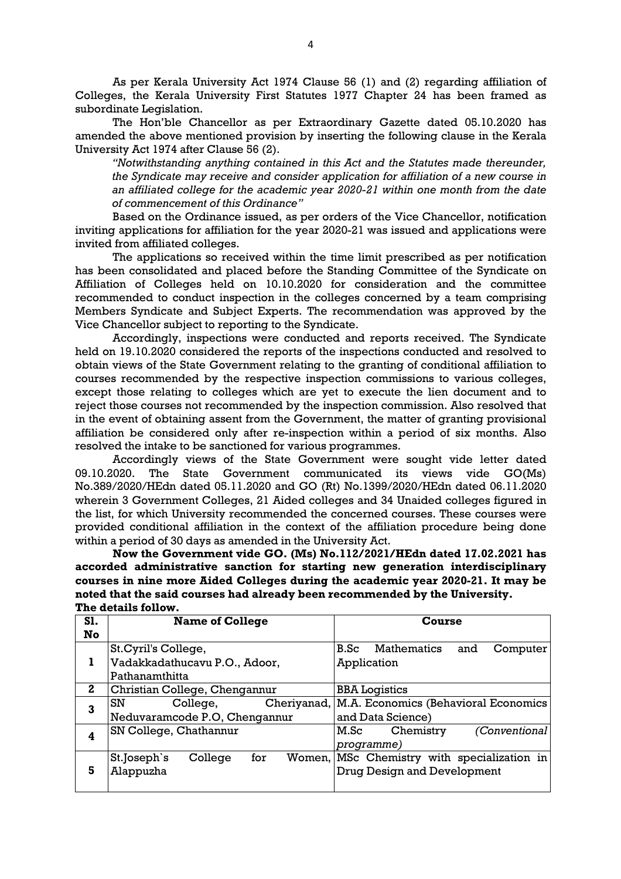As per Kerala University Act 1974 Clause 56 (1) and (2) regarding affiliation of Colleges, the Kerala University First Statutes 1977 Chapter 24 has been framed as subordinate Legislation.

The Hon'ble Chancellor as per Extraordinary Gazette dated 05.10.2020 has amended the above mentioned provision by inserting the following clause in the Kerala University Act 1974 after Clause 56 (2).

*"Notwithstanding anything contained in this Act and the Statutes made thereunder, the Syndicate may receive and consider application for affiliation of a new course in an affiliated college for the academic year 2020-21 within one month from the date of commencement of this Ordinance"*

Based on the Ordinance issued, as per orders of the Vice Chancellor, notification inviting applications for affiliation for the year 2020-21 was issued and applications were invited from affiliated colleges.

The applications so received within the time limit prescribed as per notification has been consolidated and placed before the Standing Committee of the Syndicate on Affiliation of Colleges held on 10.10.2020 for consideration and the committee recommended to conduct inspection in the colleges concerned by a team comprising Members Syndicate and Subject Experts. The recommendation was approved by the Vice Chancellor subject to reporting to the Syndicate.

Accordingly, inspections were conducted and reports received. The Syndicate held on 19.10.2020 considered the reports of the inspections conducted and resolved to obtain views of the State Government relating to the granting of conditional affiliation to courses recommended by the respective inspection commissions to various colleges, except those relating to colleges which are yet to execute the lien document and to reject those courses not recommended by the inspection commission. Also resolved that in the event of obtaining assent from the Government, the matter of granting provisional affiliation be considered only after re-inspection within a period of six months. Also resolved the intake to be sanctioned for various programmes.

Accordingly views of the State Government were sought vide letter dated 09.10.2020. The State Government communicated its views vide GO(Ms) No.389/2020/HEdn dated 05.11.2020 and GO (Rt) No.1399/2020/HEdn dated 06.11.2020 wherein 3 Government Colleges, 21 Aided colleges and 34 Unaided colleges figured in the list, for which University recommended the concerned courses. These courses were provided conditional affiliation in the context of the affiliation procedure being done within a period of 30 days as amended in the University Act.

**Now the Government vide GO. (Ms) No.112/2021/HEdn dated 17.02.2021 has accorded administrative sanction for starting new generation interdisciplinary courses in nine more Aided Colleges during the academic year 2020-21. It may be noted that the said courses had already been recommended by the University. The details follow.**

| Sl. No | Name of College | Course |
|---|---|---|
| 1 | St.Cyril's College, Vadakkadathucavu P.O., Adoor, Pathanamthitta | B.Sc Mathematics and Computer Application |
| 2 | Christian College, Chengannur | BBA Logistics |
| 3 | SN College, Cheriyanad, Neduvaramcode P.O, Chengannur | M.A. Economics (Behavioral Economics and Data Science) |
| 4 | SN College, Chathannur | M.Sc Chemistry *(Conventional programme)* |
| 5 | St.Joseph`s College for Women, Alappuzha | MSc Chemistry with specialization in Drug Design and Development |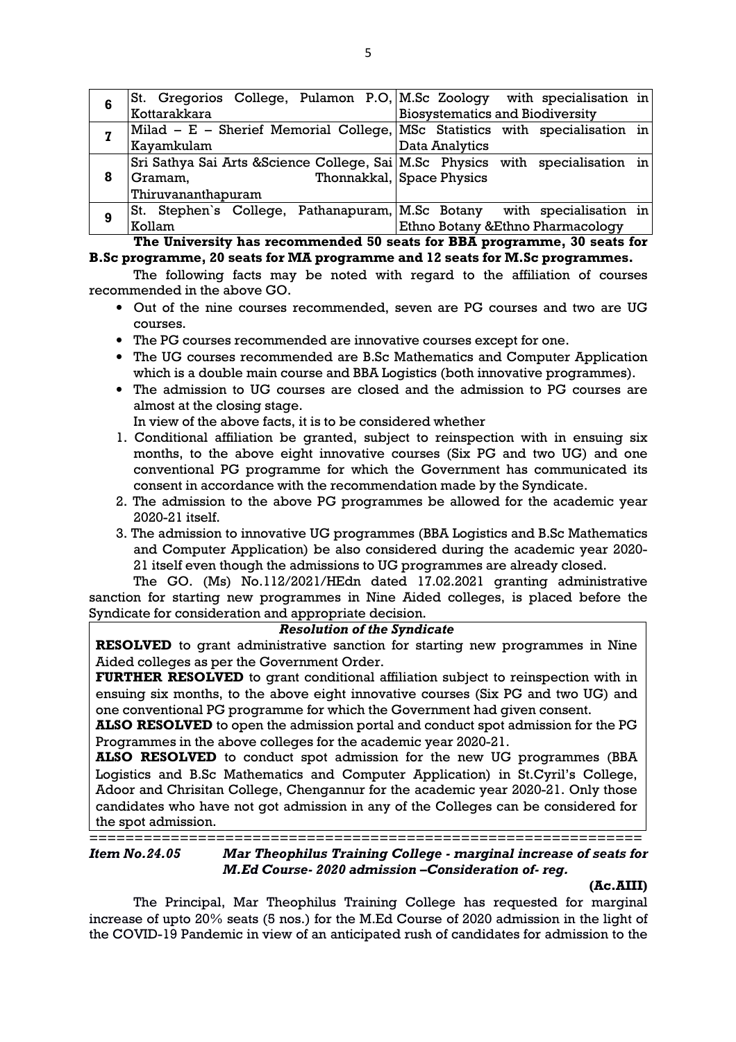| 6 | St. Gregorios College, Pulamon P.O, Kottarakkara | M.Sc Zoology with specialisation in Biosystematics and Biodiversity |
|---|---|---|
| 7 | Milad – E – Sherief Memorial College, Kayamkulam | MSc Statistics with specialisation in Data Analytics |
| 8 | Sri Sathya Sai Arts &Science College, Sai Gramam, Thonnakkal, Thiruvananthapuram | M.Sc Physics with specialisation in Space Physics |
| 9 | St. Stephen`s College, Pathanapuram, Kollam | M.Sc Botany with specialisation in Ethno Botany &Ethno Pharmacology |

**The University has recommended 50 seats for BBA programme, 30 seats for B.Sc programme, 20 seats for MA programme and 12 seats for M.Sc programmes.**

The following facts may be noted with regard to the affiliation of courses recommended in the above GO.

- Out of the nine courses recommended, seven are PG courses and two are UG courses.
- The PG courses recommended are innovative courses except for one.
- The UG courses recommended are B.Sc Mathematics and Computer Application which is a double main course and BBA Logistics (both innovative programmes).
- The admission to UG courses are closed and the admission to PG courses are almost at the closing stage.

In view of the above facts, it is to be considered whether

1. Conditional affiliation be granted, subject to reinspection with in ensuing six months, to the above eight innovative courses (Six PG and two UG) and one conventional PG programme for which the Government has communicated its consent in accordance with the recommendation made by the Syndicate.
2. The admission to the above PG programmes be allowed for the academic year 2020-21 itself.
3. The admission to innovative UG programmes (BBA Logistics and B.Sc Mathematics and Computer Application) be also considered during the academic year 2020-21 itself even though the admissions to UG programmes are already closed.

The GO. (Ms) No.112/2021/HEdn dated 17.02.2021 granting administrative sanction for starting new programmes in Nine Aided colleges, is placed before the Syndicate for consideration and appropriate decision.

***Resolution of the Syndicate***

**RESOLVED** to grant administrative sanction for starting new programmes in Nine Aided colleges as per the Government Order.

**FURTHER RESOLVED** to grant conditional affiliation subject to reinspection with in ensuing six months, to the above eight innovative courses (Six PG and two UG) and one conventional PG programme for which the Government had given consent.

**ALSO RESOLVED** to open the admission portal and conduct spot admission for the PG Programmes in the above colleges for the academic year 2020-21.

**ALSO RESOLVED** to conduct spot admission for the new UG programmes (BBA Logistics and B.Sc Mathematics and Computer Application) in St.Cyril's College, Adoor and Chrisitan College, Chengannur for the academic year 2020-21. Only those candidates who have not got admission in any of the Colleges can be considered for the spot admission.

==============================================================

***Item No.24.05 Mar Theophilus Training College - marginal increase of seats for M.Ed Course- 2020 admission –Consideration of- reg.***

**(Ac.AIII)**

The Principal, Mar Theophilus Training College has requested for marginal increase of upto 20% seats (5 nos.) for the M.Ed Course of 2020 admission in the light of the COVID-19 Pandemic in view of an anticipated rush of candidates for admission to the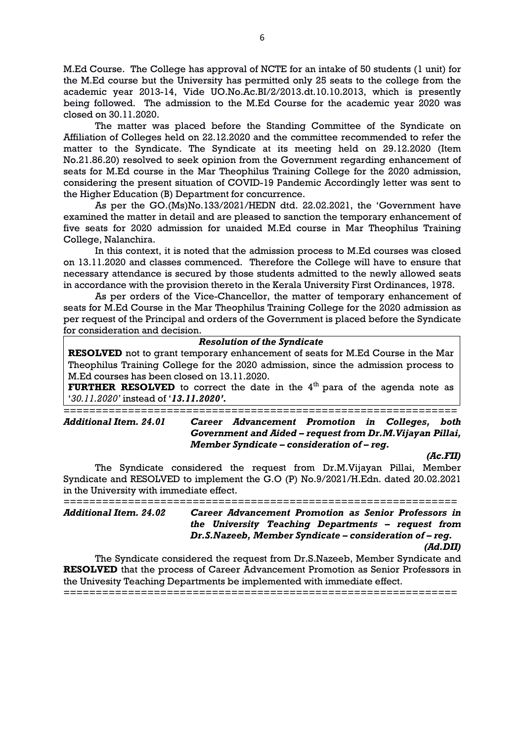M.Ed Course. The College has approval of NCTE for an intake of 50 students (1 unit) for the M.Ed course but the University has permitted only 25 seats to the college from the academic year 2013-14, Vide UO.No.Ac.BI/2/2013.dt.10.10.2013, which is presently being followed. The admission to the M.Ed Course for the academic year 2020 was closed on 30.11.2020.

The matter was placed before the Standing Committee of the Syndicate on Affiliation of Colleges held on 22.12.2020 and the committee recommended to refer the matter to the Syndicate. The Syndicate at its meeting held on 29.12.2020 (Item No.21.86.20) resolved to seek opinion from the Government regarding enhancement of seats for M.Ed course in the Mar Theophilus Training College for the 2020 admission, considering the present situation of COVID-19 Pandemic Accordingly letter was sent to the Higher Education (B) Department for concurrence.

As per the GO.(Ms)No.133/2021/HEDN dtd. 22.02.2021, the 'Government have examined the matter in detail and are pleased to sanction the temporary enhancement of five seats for 2020 admission for unaided M.Ed course in Mar Theophilus Training College, Nalanchira.

In this context, it is noted that the admission process to M.Ed courses was closed on 13.11.2020 and classes commenced. Therefore the College will have to ensure that necessary attendance is secured by those students admitted to the newly allowed seats in accordance with the provision thereto in the Kerala University First Ordinances, 1978.

As per orders of the Vice-Chancellor, the matter of temporary enhancement of seats for M.Ed Course in the Mar Theophilus Training College for the 2020 admission as per request of the Principal and orders of the Government is placed before the Syndicate for consideration and decision.

***Resolution of the Syndicate***

**RESOLVED** not to grant temporary enhancement of seats for M.Ed Course in the Mar Theophilus Training College for the 2020 admission, since the admission process to M.Ed courses has been closed on 13.11.2020.

**FURTHER RESOLVED** to correct the date in the 4th para of the agenda note as '*30.11.2020'* instead of '***13.11.2020'.***

============================================================

***Additional Item. 24.01*** ***Career Advancement Promotion in Colleges, both Government and Aided – request from Dr.M.Vijayan Pillai, Member Syndicate – consideration of – reg.***

***(Ac.FII)***

The Syndicate considered the request from Dr.M.Vijayan Pillai, Member Syndicate and RESOLVED to implement the G.O (P) No.9/2021/H.Edn. dated 20.02.2021 in the University with immediate effect.

============================================================

***Additional Item. 24.02*** ***Career Advancement Promotion as Senior Professors in the University Teaching Departments – request from Dr.S.Nazeeb, Member Syndicate – consideration of – reg.***

***(Ad.DII)***

The Syndicate considered the request from Dr.S.Nazeeb, Member Syndicate and **RESOLVED** that the process of Career Advancement Promotion as Senior Professors in the Univesity Teaching Departments be implemented with immediate effect.

============================================================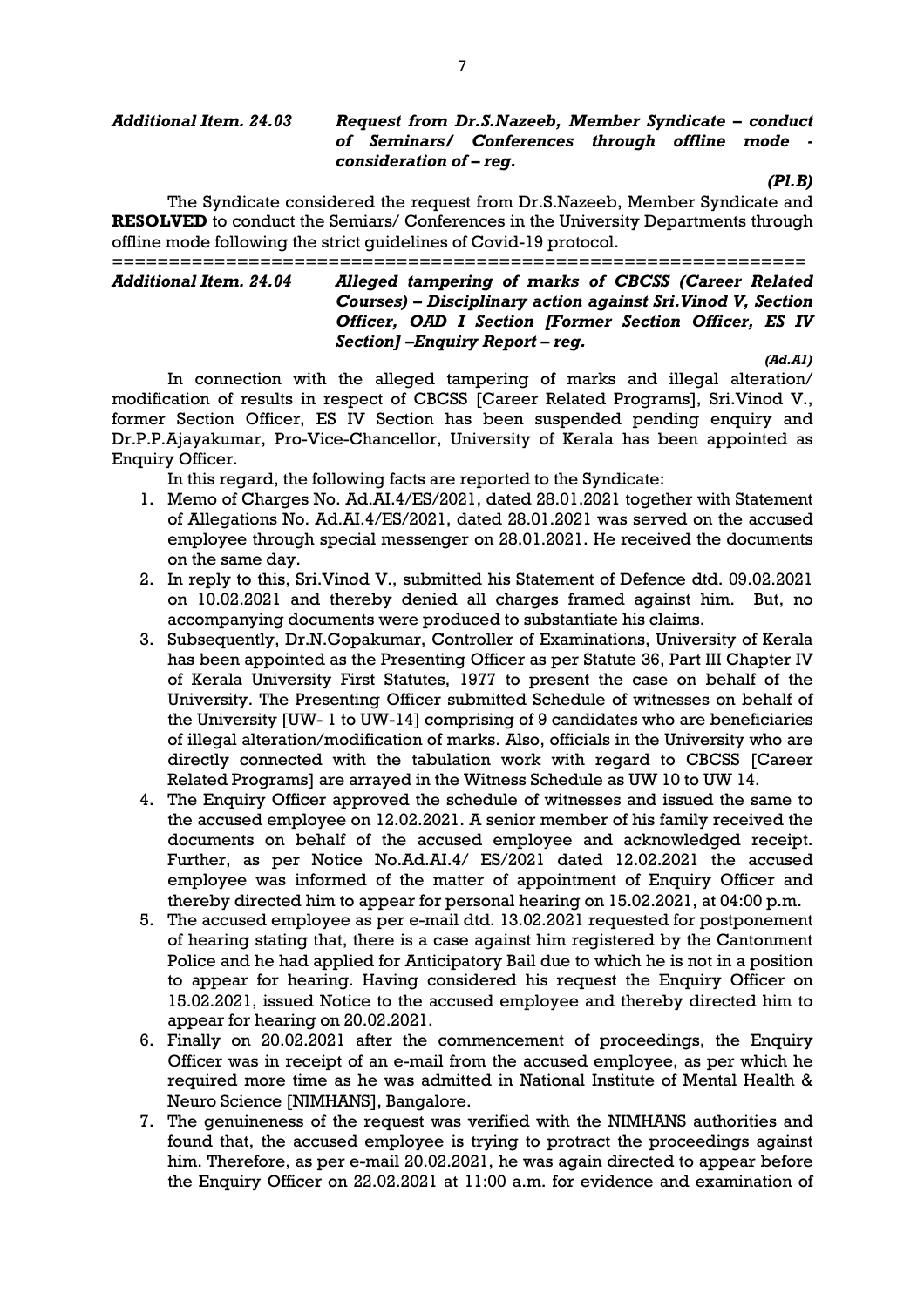***Additional Item. 24.03 Request from Dr.S.Nazeeb, Member Syndicate – conduct of Seminars/ Conferences through offline mode - consideration of – reg.***

***(Pl.B)***

The Syndicate considered the request from Dr.S.Nazeeb, Member Syndicate and **RESOLVED** to conduct the Semiars/ Conferences in the University Departments through offline mode following the strict guidelines of Covid-19 protocol.

==============================================================

***Additional Item. 24.04 Alleged tampering of marks of CBCSS (Career Related Courses) – Disciplinary action against Sri.Vinod V, Section Officer, OAD I Section [Former Section Officer, ES IV Section] –Enquiry Report – reg.***

***(Ad.A1)***

In connection with the alleged tampering of marks and illegal alteration/ modification of results in respect of CBCSS [Career Related Programs], Sri.Vinod V., former Section Officer, ES IV Section has been suspended pending enquiry and Dr.P.P.Ajayakumar, Pro-Vice-Chancellor, University of Kerala has been appointed as Enquiry Officer.

In this regard, the following facts are reported to the Syndicate:

1. Memo of Charges No. Ad.AI.4/ES/2021, dated 28.01.2021 together with Statement of Allegations No. Ad.AI.4/ES/2021, dated 28.01.2021 was served on the accused employee through special messenger on 28.01.2021. He received the documents on the same day.
2. In reply to this, Sri.Vinod V., submitted his Statement of Defence dtd. 09.02.2021 on 10.02.2021 and thereby denied all charges framed against him. But, no accompanying documents were produced to substantiate his claims.
3. Subsequently, Dr.N.Gopakumar, Controller of Examinations, University of Kerala has been appointed as the Presenting Officer as per Statute 36, Part III Chapter IV of Kerala University First Statutes, 1977 to present the case on behalf of the University. The Presenting Officer submitted Schedule of witnesses on behalf of the University [UW- 1 to UW-14] comprising of 9 candidates who are beneficiaries of illegal alteration/modification of marks. Also, officials in the University who are directly connected with the tabulation work with regard to CBCSS [Career Related Programs] are arrayed in the Witness Schedule as UW 10 to UW 14.
4. The Enquiry Officer approved the schedule of witnesses and issued the same to the accused employee on 12.02.2021. A senior member of his family received the documents on behalf of the accused employee and acknowledged receipt. Further, as per Notice No.Ad.AI.4/ ES/2021 dated 12.02.2021 the accused employee was informed of the matter of appointment of Enquiry Officer and thereby directed him to appear for personal hearing on 15.02.2021, at 04:00 p.m.
5. The accused employee as per e-mail dtd. 13.02.2021 requested for postponement of hearing stating that, there is a case against him registered by the Cantonment Police and he had applied for Anticipatory Bail due to which he is not in a position to appear for hearing. Having considered his request the Enquiry Officer on 15.02.2021, issued Notice to the accused employee and thereby directed him to appear for hearing on 20.02.2021.
6. Finally on 20.02.2021 after the commencement of proceedings, the Enquiry Officer was in receipt of an e-mail from the accused employee, as per which he required more time as he was admitted in National Institute of Mental Health & Neuro Science [NIMHANS], Bangalore.
7. The genuineness of the request was verified with the NIMHANS authorities and found that, the accused employee is trying to protract the proceedings against him. Therefore, as per e-mail 20.02.2021, he was again directed to appear before the Enquiry Officer on 22.02.2021 at 11:00 a.m. for evidence and examination of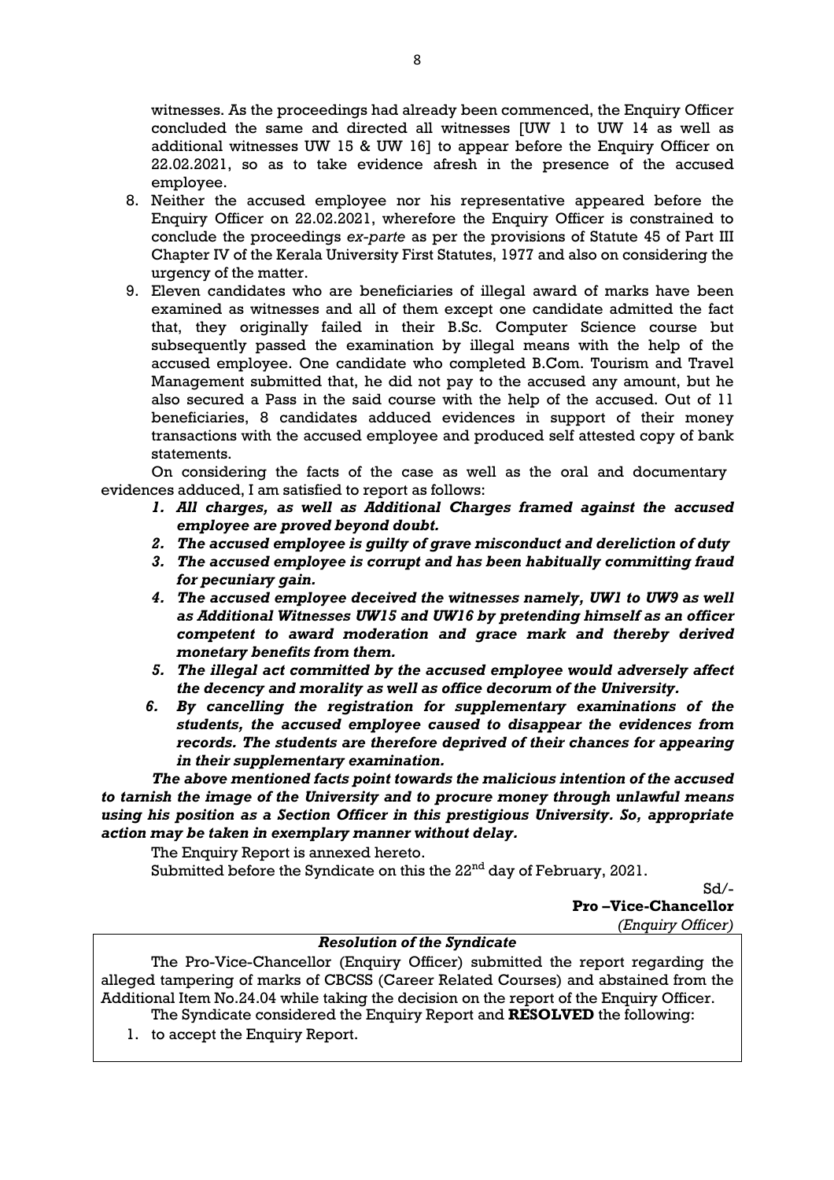witnesses. As the proceedings had already been commenced, the Enquiry Officer concluded the same and directed all witnesses [UW 1 to UW 14 as well as additional witnesses UW 15 & UW 16] to appear before the Enquiry Officer on 22.02.2021, so as to take evidence afresh in the presence of the accused employee.

8. Neither the accused employee nor his representative appeared before the Enquiry Officer on 22.02.2021, wherefore the Enquiry Officer is constrained to conclude the proceedings *ex-parte* as per the provisions of Statute 45 of Part III Chapter IV of the Kerala University First Statutes, 1977 and also on considering the urgency of the matter.
9. Eleven candidates who are beneficiaries of illegal award of marks have been examined as witnesses and all of them except one candidate admitted the fact that, they originally failed in their B.Sc. Computer Science course but subsequently passed the examination by illegal means with the help of the accused employee. One candidate who completed B.Com. Tourism and Travel Management submitted that, he did not pay to the accused any amount, but he also secured a Pass in the said course with the help of the accused. Out of 11 beneficiaries, 8 candidates adduced evidences in support of their money transactions with the accused employee and produced self attested copy of bank statements.

On considering the facts of the case as well as the oral and documentary evidences adduced, I am satisfied to report as follows:

1. ***All charges, as well as Additional Charges framed against the accused employee are proved beyond doubt.***
2. ***The accused employee is guilty of grave misconduct and dereliction of duty***
3. ***The accused employee is corrupt and has been habitually committing fraud for pecuniary gain.***
4. ***The accused employee deceived the witnesses namely, UW1 to UW9 as well as Additional Witnesses UW15 and UW16 by pretending himself as an officer competent to award moderation and grace mark and thereby derived monetary benefits from them.***
5. ***The illegal act committed by the accused employee would adversely affect the decency and morality as well as office decorum of the University.***
6. ***By cancelling the registration for supplementary examinations of the students, the accused employee caused to disappear the evidences from records. The students are therefore deprived of their chances for appearing in their supplementary examination.***

***The above mentioned facts point towards the malicious intention of the accused to tarnish the image of the University and to procure money through unlawful means using his position as a Section Officer in this prestigious University. So, appropriate action may be taken in exemplary manner without delay.***

The Enquiry Report is annexed hereto.

Submitted before the Syndicate on this the 22nd day of February, 2021.

Sd/-

**Pro –Vice-Chancellor**

*(Enquiry Officer)*

***Resolution of the Syndicate***

The Pro-Vice-Chancellor (Enquiry Officer) submitted the report regarding the alleged tampering of marks of CBCSS (Career Related Courses) and abstained from the Additional Item No.24.04 while taking the decision on the report of the Enquiry Officer.

The Syndicate considered the Enquiry Report and **RESOLVED** the following:

1. to accept the Enquiry Report.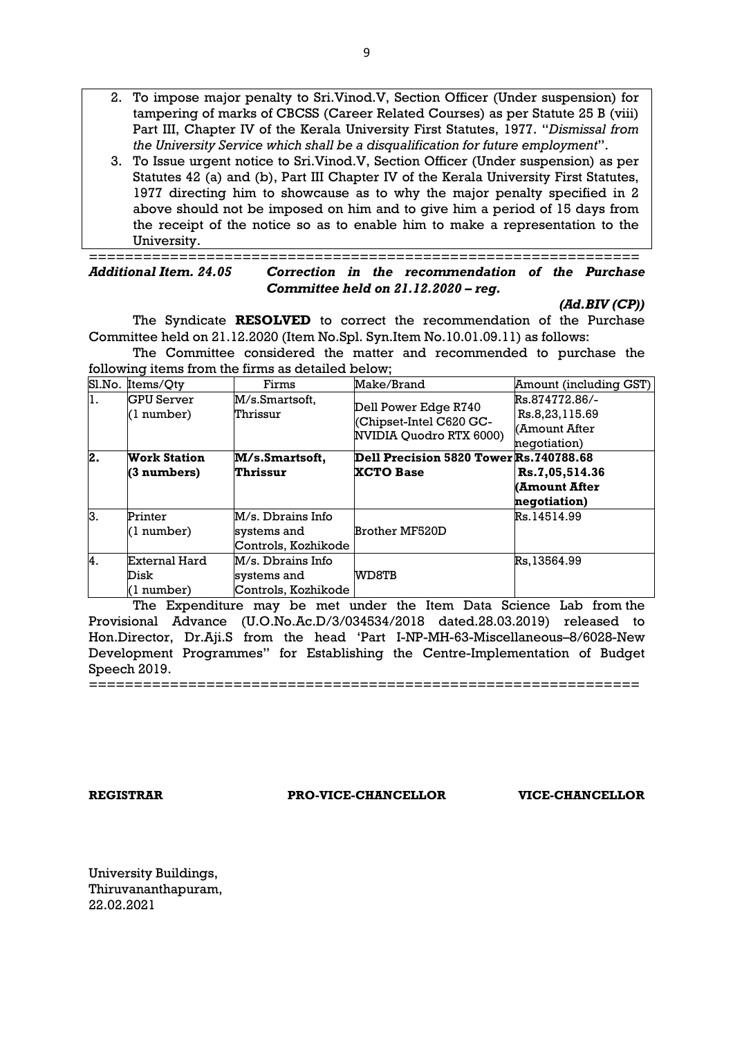2. To impose major penalty to Sri.Vinod.V, Section Officer (Under suspension) for tampering of marks of CBCSS (Career Related Courses) as per Statute 25 B (viii) Part III, Chapter IV of the Kerala University First Statutes, 1977. "*Dismissal from the University Service which shall be a disqualification for future employment*".
3. To Issue urgent notice to Sri.Vinod.V, Section Officer (Under suspension) as per Statutes 42 (a) and (b), Part III Chapter IV of the Kerala University First Statutes, 1977 directing him to showcause as to why the major penalty specified in 2 above should not be imposed on him and to give him a period of 15 days from the receipt of the notice so as to enable him to make a representation to the University.

==============================================================

***Additional Item. 24.05 Correction in the recommendation of the Purchase Committee held on 21.12.2020 – reg.***

***(Ad.BIV (CP))***

The Syndicate **RESOLVED** to correct the recommendation of the Purchase Committee held on 21.12.2020 (Item No.Spl. Syn.Item No.10.01.09.11) as follows:

The Committee considered the matter and recommended to purchase the following items from the firms as detailed below;

| Sl.No. | Items/Qty | Firms | Make/Brand | Amount (including GST) |
|---|---|---|---|---|
| 1. | GPU Server (1 number) | M/s.Smartsoft, Thrissur | Dell Power Edge R740 (Chipset-Intel C620 GC-NVIDIA Quodro RTX 6000) | Rs.874772.86/- Rs.8,23,115.69 (Amount After negotiation) |
| **2.** | **Work Station (3 numbers)** | **M/s.Smartsoft, Thrissur** | **Dell Precision 5820 Tower XCTO Base** | **Rs.740788.68 Rs.7,05,514.36 (Amount After negotiation)** |
| 3. | Printer (1 number) | M/s. Dbrains Info systems and Controls, Kozhikode | Brother MF520D | Rs.14514.99 |
| 4. | External Hard Disk (1 number) | M/s. Dbrains Info systems and Controls, Kozhikode | WD8TB | Rs,13564.99 |

The Expenditure may be met under the Item Data Science Lab from the Provisional Advance (U.O.No.Ac.D/3/034534/2018 dated.28.03.2019) released to Hon.Director, Dr.Aji.S from the head 'Part I-NP-MH-63-Miscellaneous–8/6028-New Development Programmes" for Establishing the Centre-Implementation of Budget Speech 2019.

==============================================================

**REGISTRAR** **PRO-VICE-CHANCELLOR** **VICE-CHANCELLOR**

University Buildings,
Thiruvananthapuram,
22.02.2021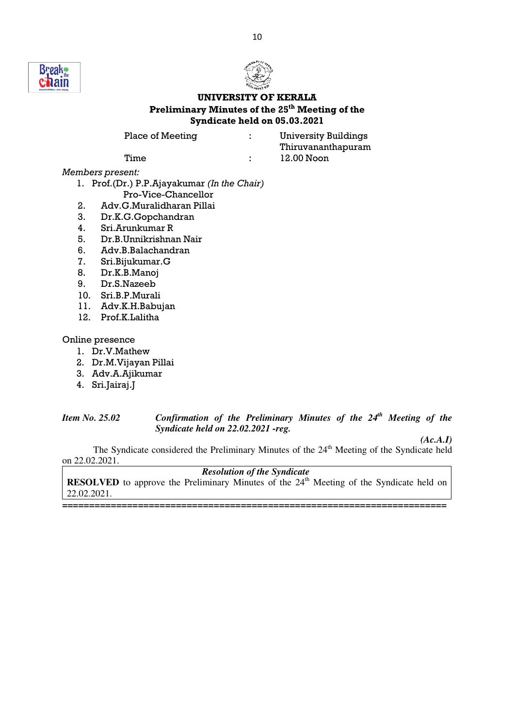# UNIVERSITY OF KERALA

## Preliminary Minutes of the 25th Meeting of the Syndicate held on 05.03.2021

| | | |
|---|---|---|
| Place of Meeting | : | University Buildings Thiruvananthapuram |
| Time | : | 12.00 Noon |

*Members present:*

1. Prof.(Dr.) P.P.Ajayakumar *(In the Chair)* Pro-Vice-Chancellor
2. Adv.G.Muralidharan Pillai
3. Dr.K.G.Gopchandran
4. Sri.Arunkumar R
5. Dr.B.Unnikrishnan Nair
6. Adv.B.Balachandran
7. Sri.Bijukumar.G
8. Dr.K.B.Manoj
9. Dr.S.Nazeeb
10. Sri.B.P.Murali
11. Adv.K.H.Babujan
12. Prof.K.Lalitha

Online presence

1. Dr.V.Mathew
2. Dr.M.Vijayan Pillai
3. Adv.A.Ajikumar
4. Sri.Jairaj.J

***Item No. 25.02*** ***Confirmation of the Preliminary Minutes of the 24th Meeting of the Syndicate held on 22.02.2021 -reg.***

***(Ac.A.I)***

The Syndicate considered the Preliminary Minutes of the 24th Meeting of the Syndicate held on 22.02.2021.

| ***Resolution of the Syndicate*** |
|---|
| **RESOLVED** to approve the Preliminary Minutes of the 24th Meeting of the Syndicate held on 22.02.2021. |

=======================================================================